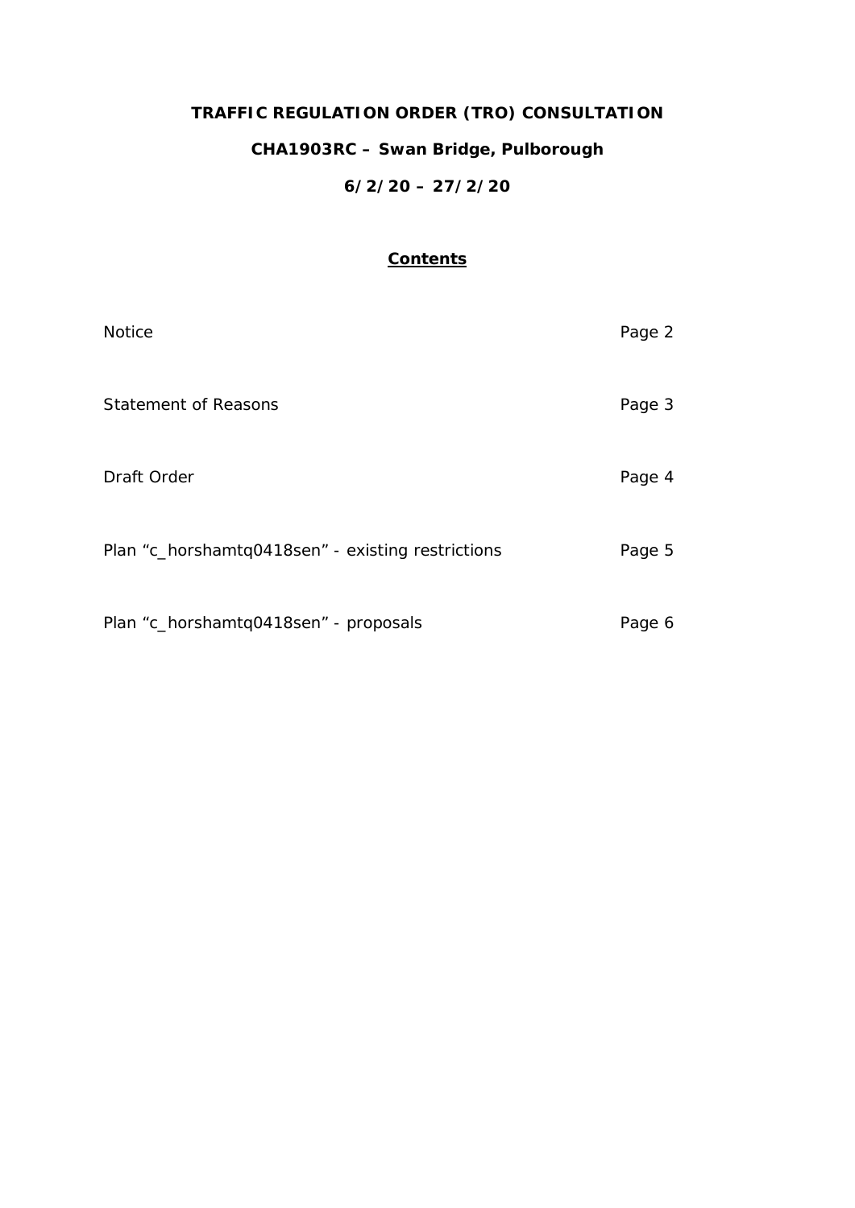# TRAFFIC REGULATION ORDER (TRO) CONSULTATION

## CHA1903RC – Swan Bridge, Pulborough

## 6/2/20 – 27/2/20

**Contents**

| | |
|---|---|
| Notice | Page 2 |
| Statement of Reasons | Page 3 |
| Draft Order | Page 4 |
| Plan "c_horshamtq0418sen" - existing restrictions | Page 5 |
| Plan "c_horshamtq0418sen" - proposals | Page 6 |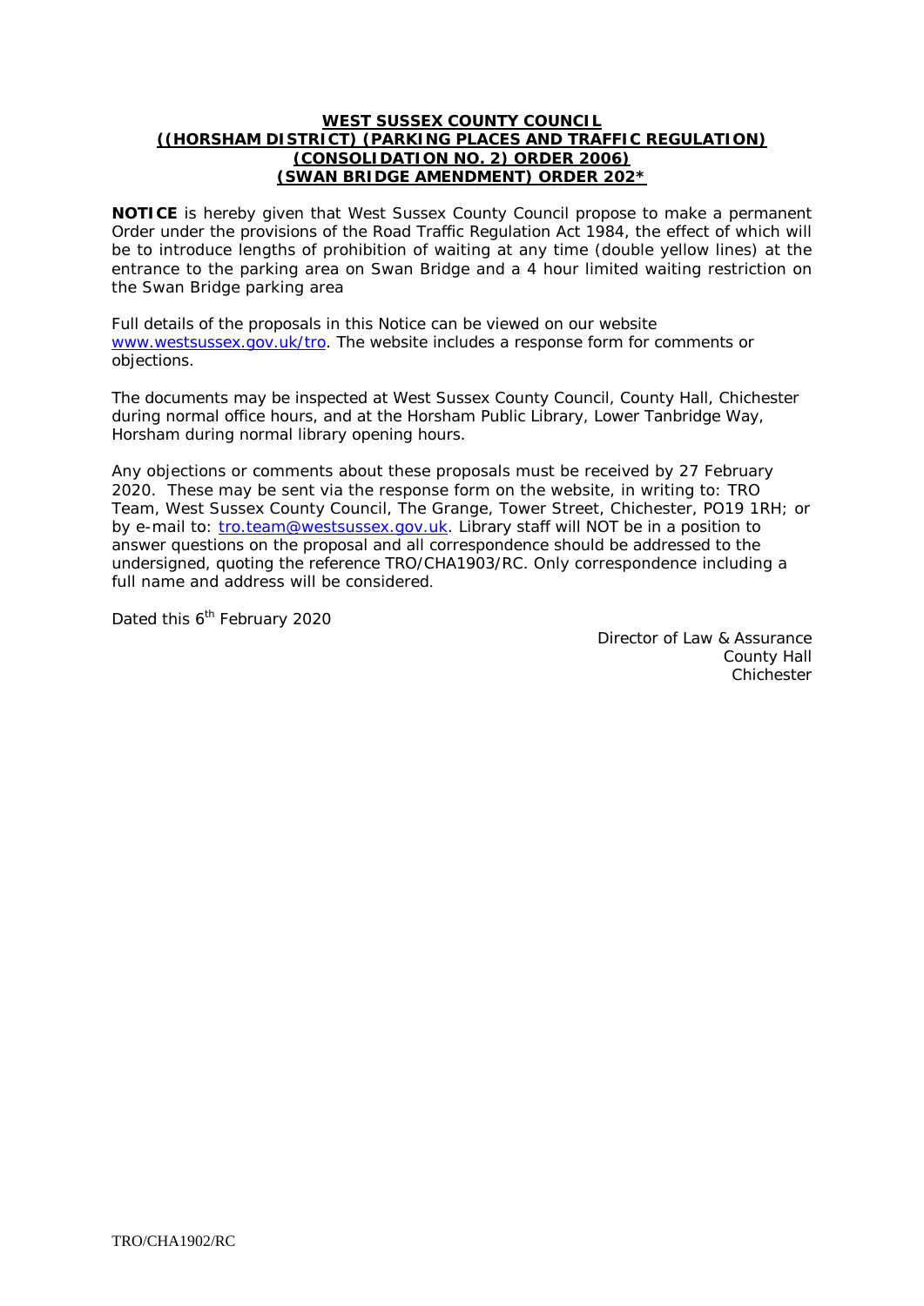**WEST SUSSEX COUNTY COUNCIL**
**((HORSHAM DISTRICT) (PARKING PLACES AND TRAFFIC REGULATION) (CONSOLIDATION NO. 2) ORDER 2006)**
**(SWAN BRIDGE AMENDMENT) ORDER 202***

**NOTICE** is hereby given that West Sussex County Council propose to make a permanent Order under the provisions of the Road Traffic Regulation Act 1984, the effect of which will be to introduce lengths of prohibition of waiting at any time (double yellow lines) at the entrance to the parking area on Swan Bridge and a 4 hour limited waiting restriction on the Swan Bridge parking area

Full details of the proposals in this Notice can be viewed on our website www.westsussex.gov.uk/tro. The website includes a response form for comments or objections.

The documents may be inspected at West Sussex County Council, County Hall, Chichester during normal office hours, and at the Horsham Public Library, Lower Tanbridge Way, Horsham during normal library opening hours.

Any objections or comments about these proposals must be received by 27 February 2020. These may be sent via the response form on the website, in writing to: TRO Team, West Sussex County Council, The Grange, Tower Street, Chichester, PO19 1RH; or by e-mail to: tro.team@westsussex.gov.uk. Library staff will NOT be in a position to answer questions on the proposal and all correspondence should be addressed to the undersigned, quoting the reference TRO/CHA1903/RC. Only correspondence including a full name and address will be considered.

Dated this 6th February 2020

Director of Law & Assurance
County Hall
Chichester

TRO/CHA1902/RC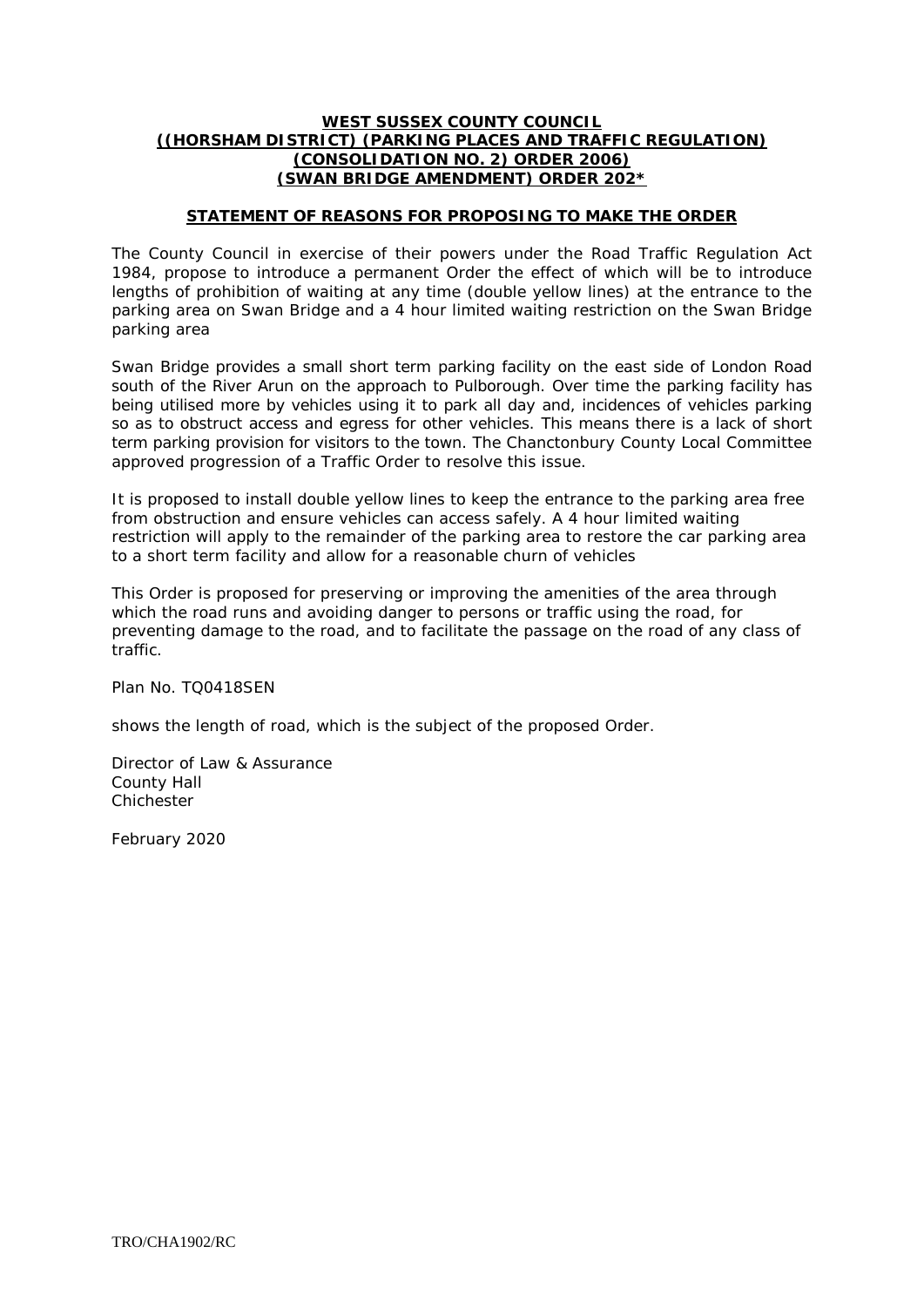**WEST SUSSEX COUNTY COUNCIL**
**((HORSHAM DISTRICT) (PARKING PLACES AND TRAFFIC REGULATION)**
**(CONSOLIDATION NO. 2) ORDER 2006)**
**(SWAN BRIDGE AMENDMENT) ORDER 202***

**STATEMENT OF REASONS FOR PROPOSING TO MAKE THE ORDER**

The County Council in exercise of their powers under the Road Traffic Regulation Act 1984, propose to introduce a permanent Order the effect of which will be to introduce lengths of prohibition of waiting at any time (double yellow lines) at the entrance to the parking area on Swan Bridge and a 4 hour limited waiting restriction on the Swan Bridge parking area

Swan Bridge provides a small short term parking facility on the east side of London Road south of the River Arun on the approach to Pulborough. Over time the parking facility has being utilised more by vehicles using it to park all day and, incidences of vehicles parking so as to obstruct access and egress for other vehicles. This means there is a lack of short term parking provision for visitors to the town. The Chanctonbury County Local Committee approved progression of a Traffic Order to resolve this issue.

It is proposed to install double yellow lines to keep the entrance to the parking area free from obstruction and ensure vehicles can access safely. A 4 hour limited waiting restriction will apply to the remainder of the parking area to restore the car parking area to a short term facility and allow for a reasonable churn of vehicles

This Order is proposed for preserving or improving the amenities of the area through which the road runs and avoiding danger to persons or traffic using the road, for preventing damage to the road, and to facilitate the passage on the road of any class of traffic.

Plan No. TQ0418SEN

shows the length of road, which is the subject of the proposed Order.

Director of Law & Assurance
County Hall
Chichester

February 2020

TRO/CHA1902/RC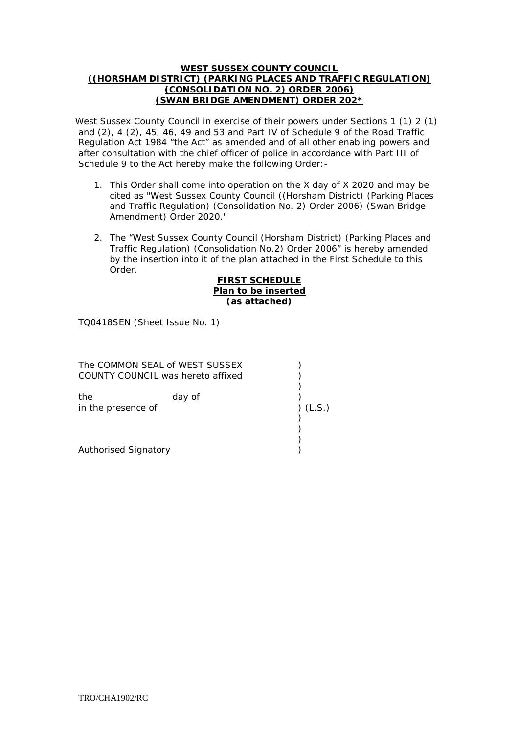**WEST SUSSEX COUNTY COUNCIL**
**((HORSHAM DISTRICT) (PARKING PLACES AND TRAFFIC REGULATION) (CONSOLIDATION NO. 2) ORDER 2006) (SWAN BRIDGE AMENDMENT) ORDER 202***

West Sussex County Council in exercise of their powers under Sections 1 (1) 2 (1) and (2), 4 (2), 45, 46, 49 and 53 and Part IV of Schedule 9 of the Road Traffic Regulation Act 1984 “the Act” as amended and of all other enabling powers and after consultation with the chief officer of police in accordance with Part III of Schedule 9 to the Act hereby make the following Order:-

1. This Order shall come into operation on the X day of X 2020 and may be cited as "West Sussex County Council ((Horsham District) (Parking Places and Traffic Regulation) (Consolidation No. 2) Order 2006) (Swan Bridge Amendment) Order 2020."

2. The “West Sussex County Council (Horsham District) (Parking Places and Traffic Regulation) (Consolidation No.2) Order 2006” is hereby amended by the insertion into it of the plan attached in the First Schedule to this Order.

**FIRST SCHEDULE**
**Plan to be inserted**
**(as attached)**

TQ0418SEN (Sheet Issue No. 1)

The COMMON SEAL of WEST SUSSEX )
COUNTY COUNCIL was hereto affixed )
)
the day of )
in the presence of ) (L.S.)
)
)
)
Authorised Signatory )

TRO/CHA1902/RC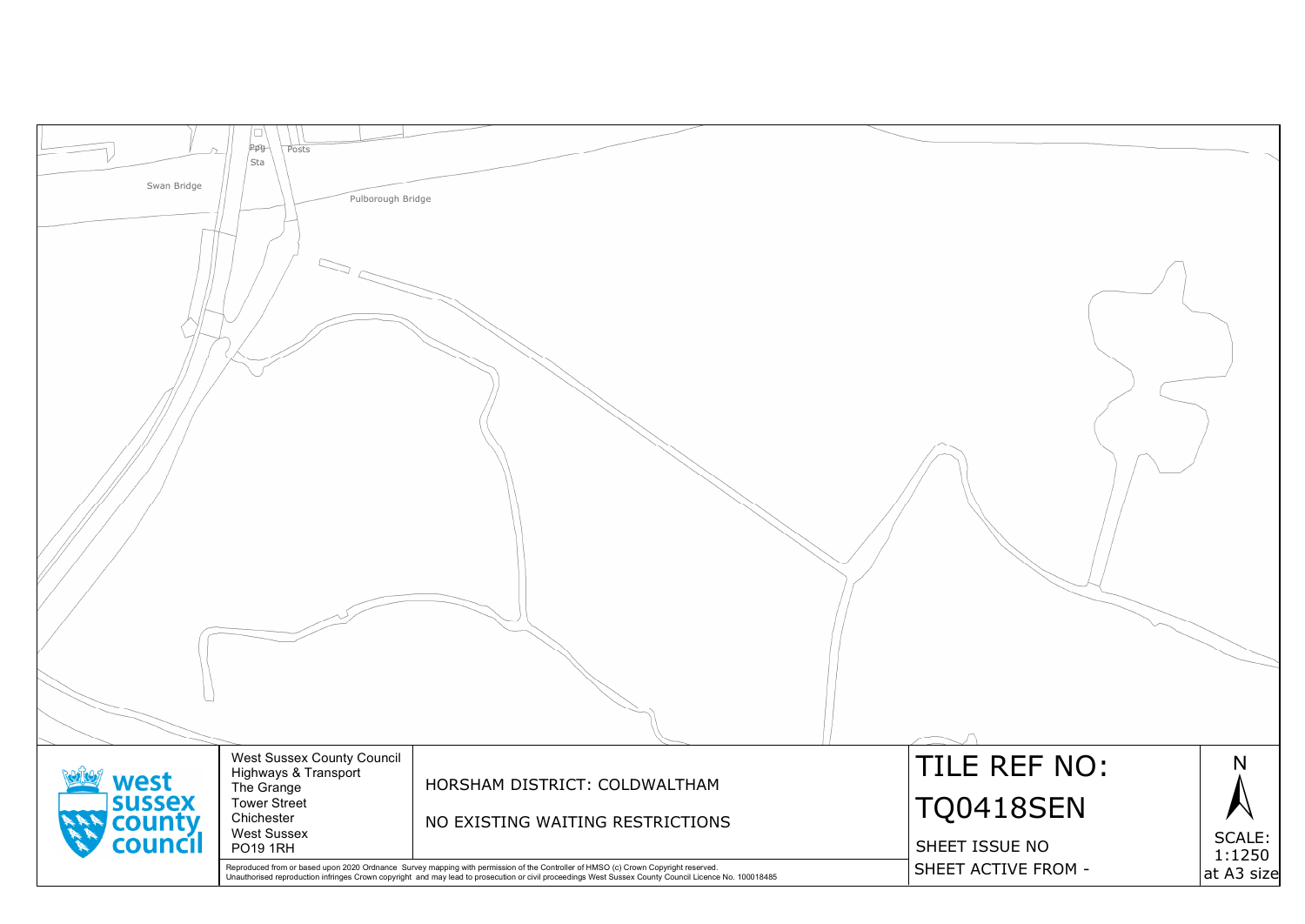Swan Bridge

Pulborough Bridge

Posts

Pgg Sta

West Sussex County Council
Highways & Transport
The Grange
Tower Street
Chichester
West Sussex
PO19 1RH

HORSHAM DISTRICT: COLDWALTHAM

NO EXISTING WAITING RESTRICTIONS

TILE REF NO:

TQ0418SEN

SHEET ISSUE NO

SHEET ACTIVE FROM -

N

SCALE: 1:1250 at A3 size

Reproduced from or based upon 2020 Ordnance Survey mapping with permission of the Controller of HMSO (c) Crown Copyright reserved.
Unauthorised reproduction infringes Crown copyright and may lead to prosecution or civil proceedings West Sussex County Council Licence No. 100018485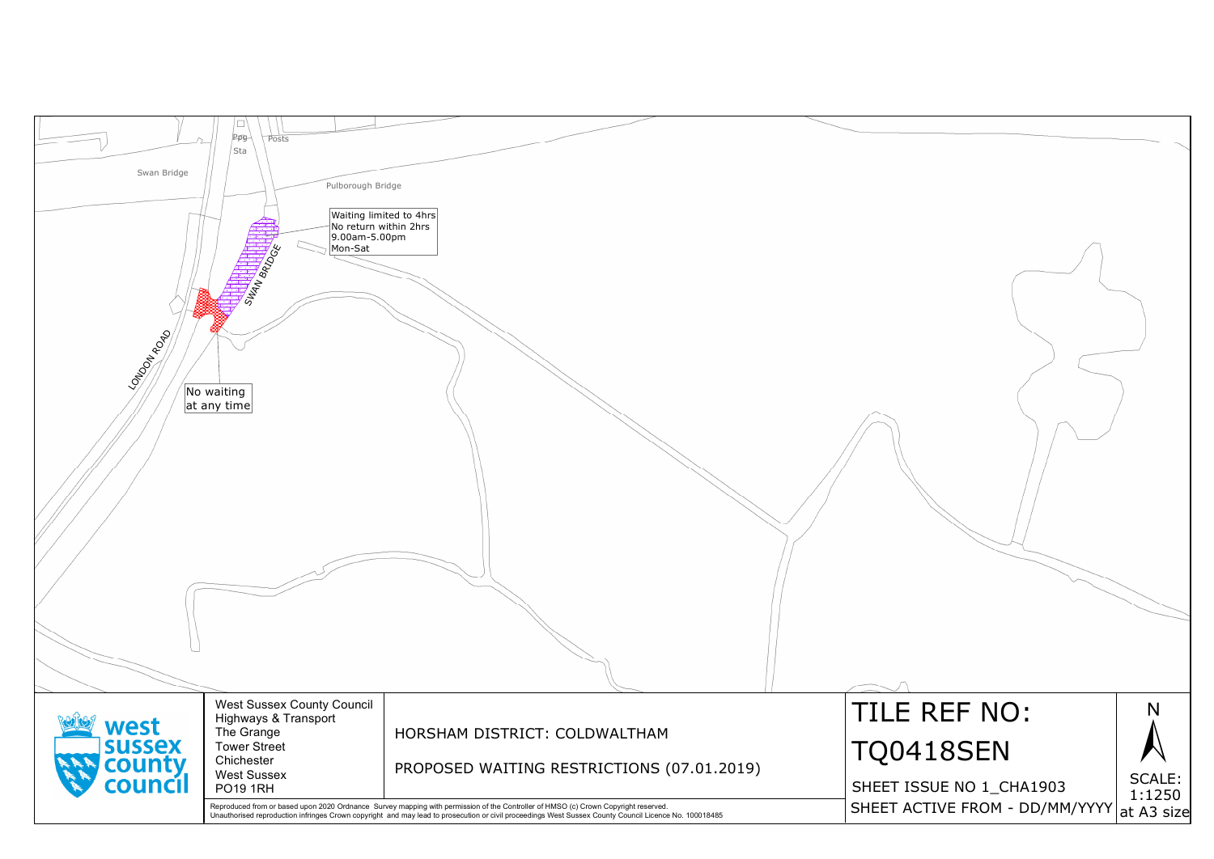Swan Bridge

Pulborough Bridge

Posts

Sta

LONDON ROAD

SWAN BRIDGE

Waiting limited to 4hrs
No return within 2hrs
9.00am-5.00pm
Mon-Sat

No waiting
at any time

West Sussex County Council
Highways & Transport
The Grange
Tower Street
Chichester
West Sussex
PO19 1RH

HORSHAM DISTRICT: COLDWALTHAM

PROPOSED WAITING RESTRICTIONS (07.01.2019)

TILE REF NO:

TQ0418SEN

SHEET ISSUE NO 1_CHA1903

SHEET ACTIVE FROM - DD/MM/YYYY

N

SCALE:
1:1250
at A3 size

Reproduced from or based upon 2020 Ordnance Survey mapping with permission of the Controller of HMSO (c) Crown Copyright reserved.
Unauthorised reproduction infringes Crown copyright and may lead to prosecution or civil proceedings West Sussex County Council Licence No. 100018485